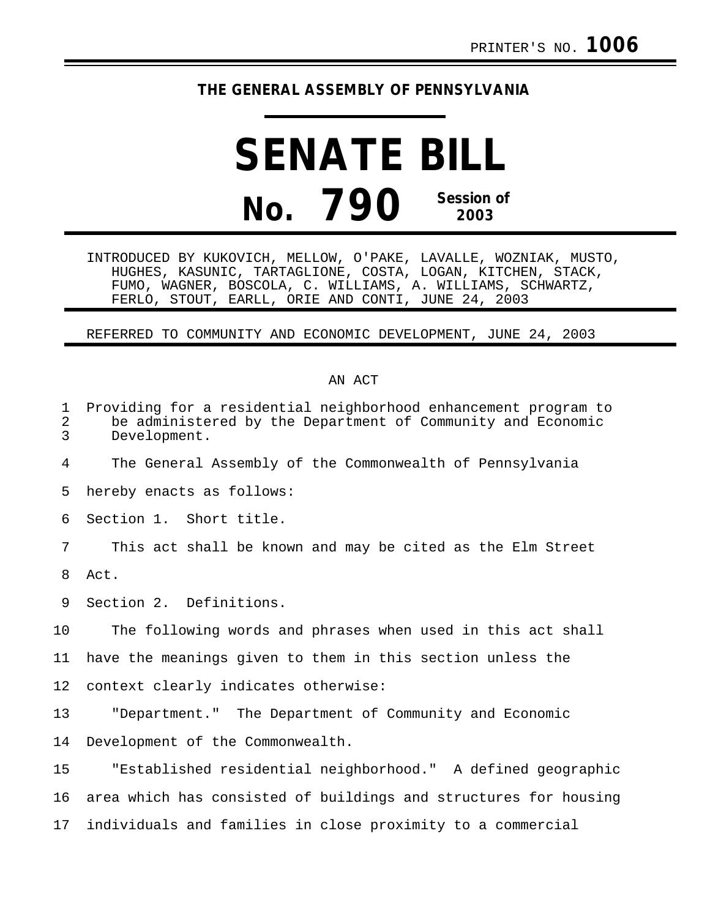PRINTER'S NO. **1006**

**THE GENERAL ASSEMBLY OF PENNSYLVANIA**

# SENATE BILL

# No. 790 Session of 2003

INTRODUCED BY KUKOVICH, MELLOW, O'PAKE, LAVALLE, WOZNIAK, MUSTO, HUGHES, KASUNIC, TARTAGLIONE, COSTA, LOGAN, KITCHEN, STACK, FUMO, WAGNER, BOSCOLA, C. WILLIAMS, A. WILLIAMS, SCHWARTZ, FERLO, STOUT, EARLL, ORIE AND CONTI, JUNE 24, 2003

REFERRED TO COMMUNITY AND ECONOMIC DEVELOPMENT, JUNE 24, 2003

AN ACT

1 Providing for a residential neighborhood enhancement program to
2 be administered by the Department of Community and Economic
3 Development.

4 The General Assembly of the Commonwealth of Pennsylvania
5 hereby enacts as follows:

6 Section 1. Short title.

7 This act shall be known and may be cited as the Elm Street
8 Act.

9 Section 2. Definitions.

10 The following words and phrases when used in this act shall
11 have the meanings given to them in this section unless the
12 context clearly indicates otherwise:

13 "Department." The Department of Community and Economic
14 Development of the Commonwealth.

15 "Established residential neighborhood." A defined geographic
16 area which has consisted of buildings and structures for housing
17 individuals and families in close proximity to a commercial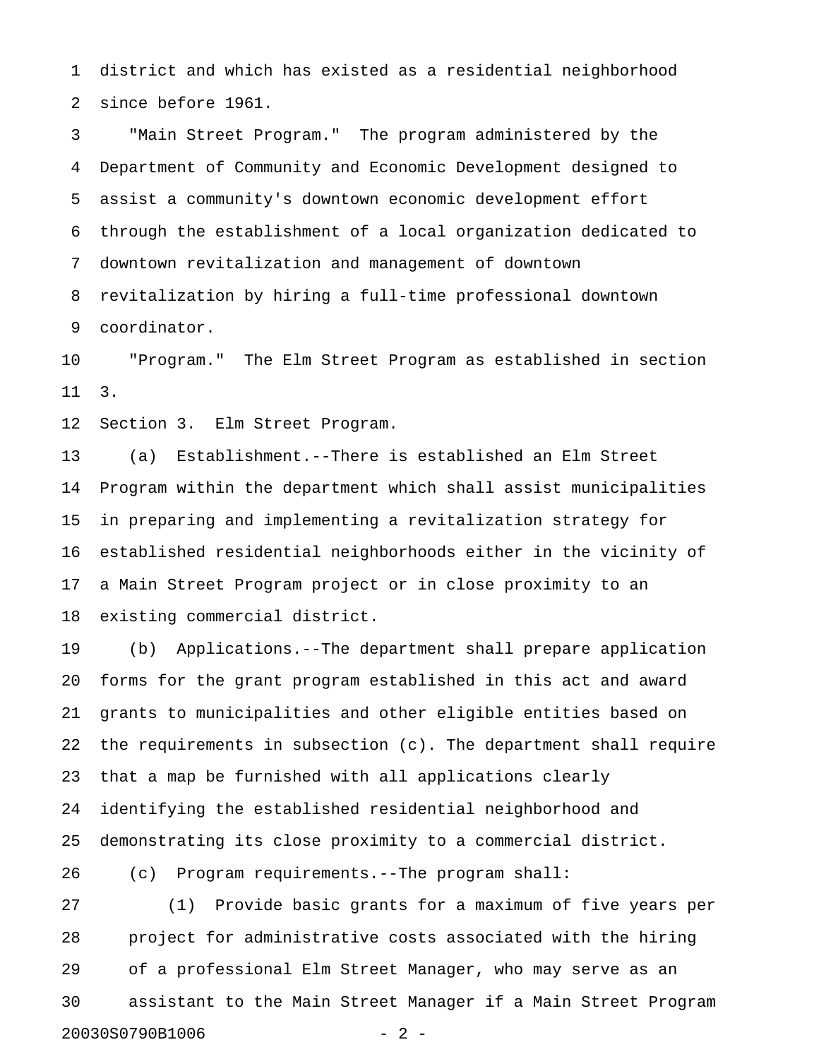district and which has existed as a residential neighborhood since before 1961.

"Main Street Program." The program administered by the Department of Community and Economic Development designed to assist a community's downtown economic development effort through the establishment of a local organization dedicated to downtown revitalization and management of downtown revitalization by hiring a full-time professional downtown coordinator.

"Program." The Elm Street Program as established in section 3.

Section 3. Elm Street Program.

(a) Establishment.--There is established an Elm Street Program within the department which shall assist municipalities in preparing and implementing a revitalization strategy for established residential neighborhoods either in the vicinity of a Main Street Program project or in close proximity to an existing commercial district.

(b) Applications.--The department shall prepare application forms for the grant program established in this act and award grants to municipalities and other eligible entities based on the requirements in subsection (c). The department shall require that a map be furnished with all applications clearly identifying the established residential neighborhood and demonstrating its close proximity to a commercial district.

(c) Program requirements.--The program shall:

(1) Provide basic grants for a maximum of five years per project for administrative costs associated with the hiring of a professional Elm Street Manager, who may serve as an assistant to the Main Street Manager if a Main Street Program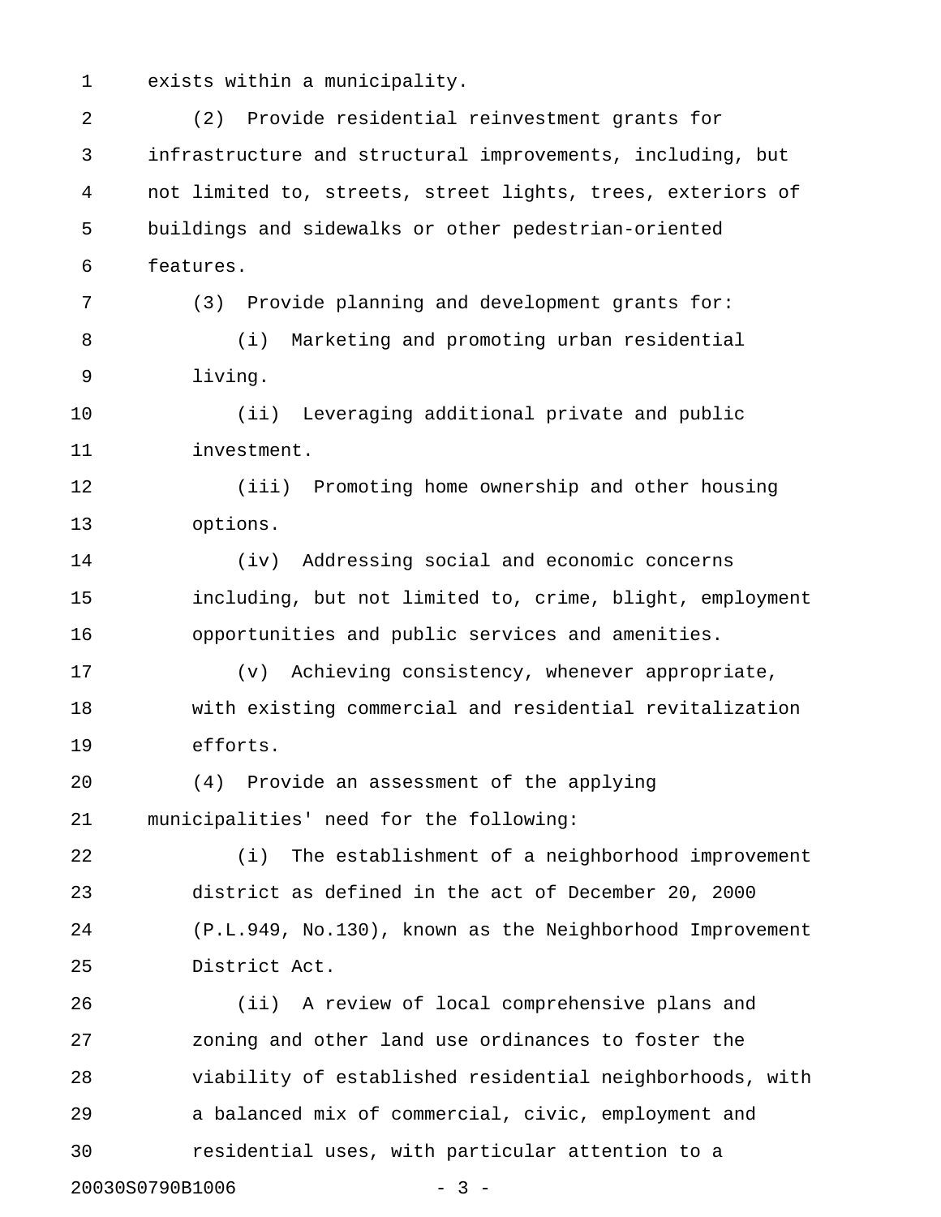exists within a municipality.

(2) Provide residential reinvestment grants for infrastructure and structural improvements, including, but not limited to, streets, street lights, trees, exteriors of buildings and sidewalks or other pedestrian-oriented features.

(3) Provide planning and development grants for:

(i) Marketing and promoting urban residential living.

(ii) Leveraging additional private and public investment.

(iii) Promoting home ownership and other housing options.

(iv) Addressing social and economic concerns including, but not limited to, crime, blight, employment opportunities and public services and amenities.

(v) Achieving consistency, whenever appropriate, with existing commercial and residential revitalization efforts.

(4) Provide an assessment of the applying municipalities' need for the following:

(i) The establishment of a neighborhood improvement district as defined in the act of December 20, 2000 (P.L.949, No.130), known as the Neighborhood Improvement District Act.

(ii) A review of local comprehensive plans and zoning and other land use ordinances to foster the viability of established residential neighborhoods, with a balanced mix of commercial, civic, employment and residential uses, with particular attention to a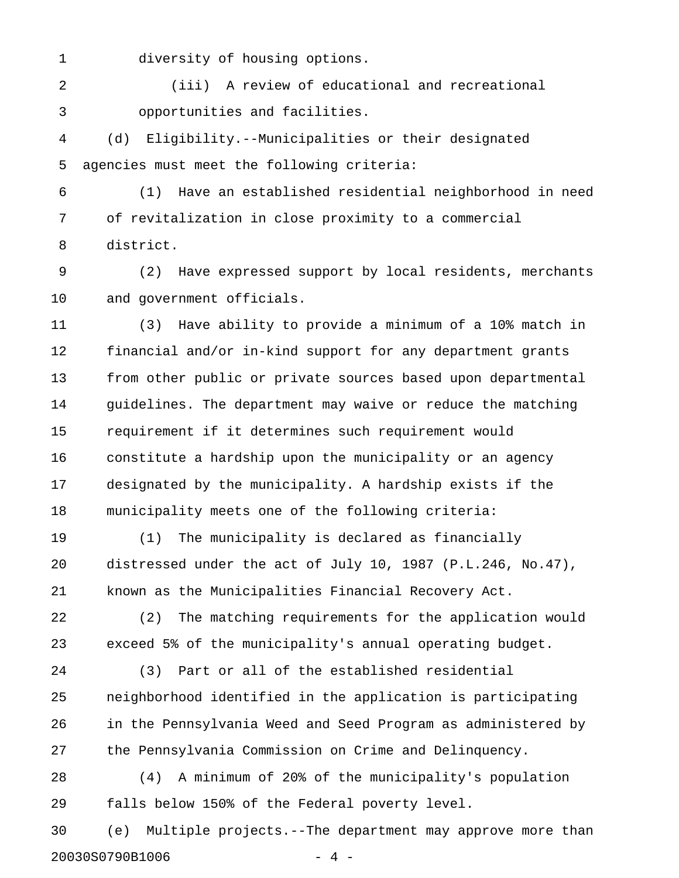diversity of housing options.

(iii) A review of educational and recreational opportunities and facilities.

(d) Eligibility.--Municipalities or their designated agencies must meet the following criteria:

(1) Have an established residential neighborhood in need of revitalization in close proximity to a commercial district.

(2) Have expressed support by local residents, merchants and government officials.

(3) Have ability to provide a minimum of a 10% match in financial and/or in-kind support for any department grants from other public or private sources based upon departmental guidelines. The department may waive or reduce the matching requirement if it determines such requirement would constitute a hardship upon the municipality or an agency designated by the municipality. A hardship exists if the municipality meets one of the following criteria:

(1) The municipality is declared as financially distressed under the act of July 10, 1987 (P.L.246, No.47), known as the Municipalities Financial Recovery Act.

(2) The matching requirements for the application would exceed 5% of the municipality's annual operating budget.

(3) Part or all of the established residential neighborhood identified in the application is participating in the Pennsylvania Weed and Seed Program as administered by the Pennsylvania Commission on Crime and Delinquency.

(4) A minimum of 20% of the municipality's population falls below 150% of the Federal poverty level.

(e) Multiple projects.--The department may approve more than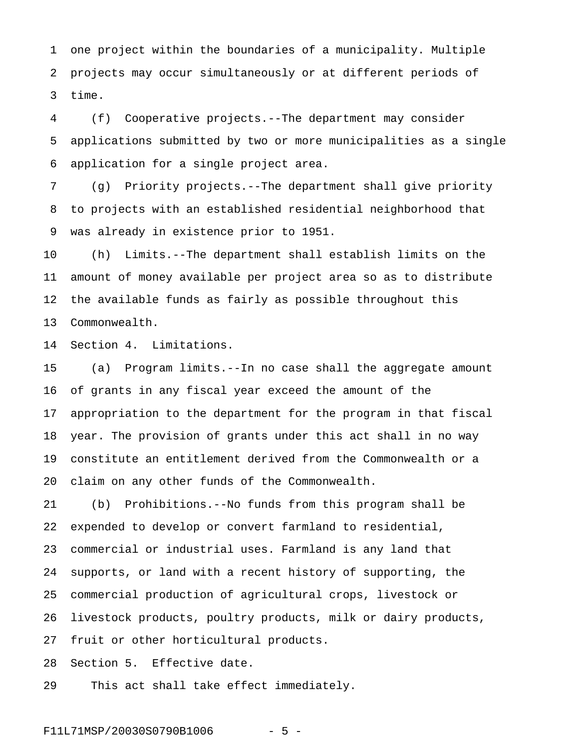one project within the boundaries of a municipality. Multiple projects may occur simultaneously or at different periods of time.

(f) Cooperative projects.--The department may consider applications submitted by two or more municipalities as a single application for a single project area.

(g) Priority projects.--The department shall give priority to projects with an established residential neighborhood that was already in existence prior to 1951.

(h) Limits.--The department shall establish limits on the amount of money available per project area so as to distribute the available funds as fairly as possible throughout this Commonwealth.

Section 4. Limitations.

(a) Program limits.--In no case shall the aggregate amount of grants in any fiscal year exceed the amount of the appropriation to the department for the program in that fiscal year. The provision of grants under this act shall in no way constitute an entitlement derived from the Commonwealth or a claim on any other funds of the Commonwealth.

(b) Prohibitions.--No funds from this program shall be expended to develop or convert farmland to residential, commercial or industrial uses. Farmland is any land that supports, or land with a recent history of supporting, the commercial production of agricultural crops, livestock or livestock products, poultry products, milk or dairy products, fruit or other horticultural products.

Section 5. Effective date.

This act shall take effect immediately.

F11L71MSP/20030S0790B1006